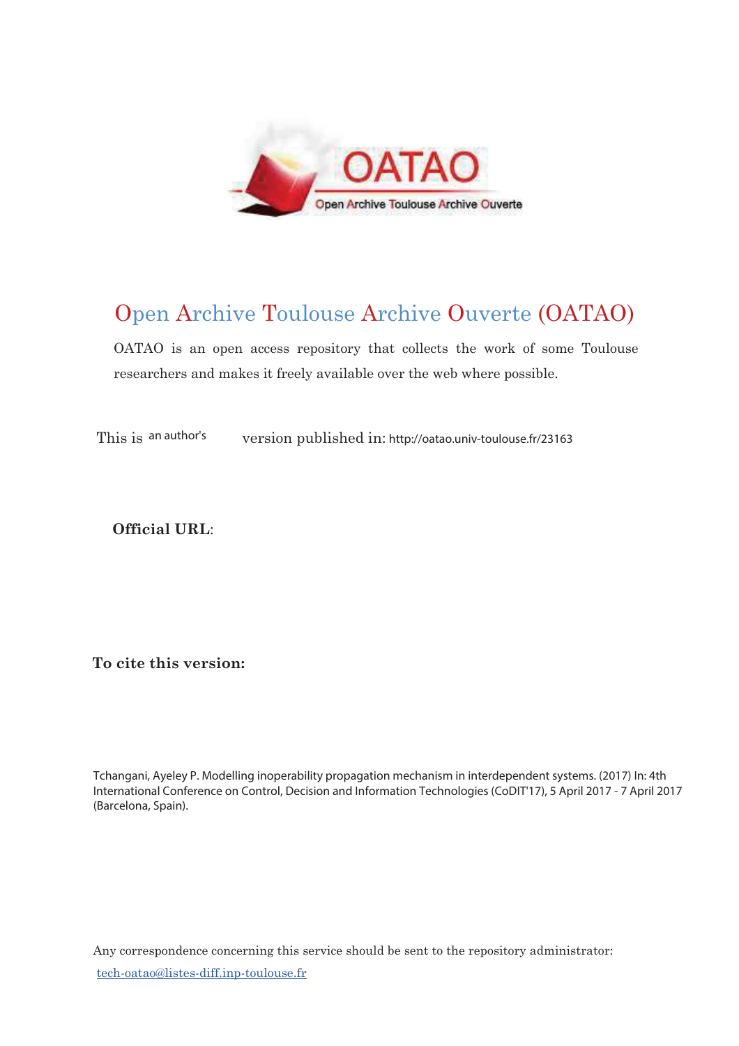# Open Archive Toulouse Archive Ouverte (OATAO)

OATAO is an open access repository that collects the work of some Toulouse researchers and makes it freely available over the web where possible.

This is an author's version published in: http://oatao.univ-toulouse.fr/23163

**Official URL**:

**To cite this version:**

Tchangani, Ayeley P. Modelling inoperability propagation mechanism in interdependent systems. (2017) In: 4th International Conference on Control, Decision and Information Technologies (CoDIT'17), 5 April 2017 - 7 April 2017 (Barcelona, Spain).

Any correspondence concerning this service should be sent to the repository administrator: tech-oatao@listes-diff.inp-toulouse.fr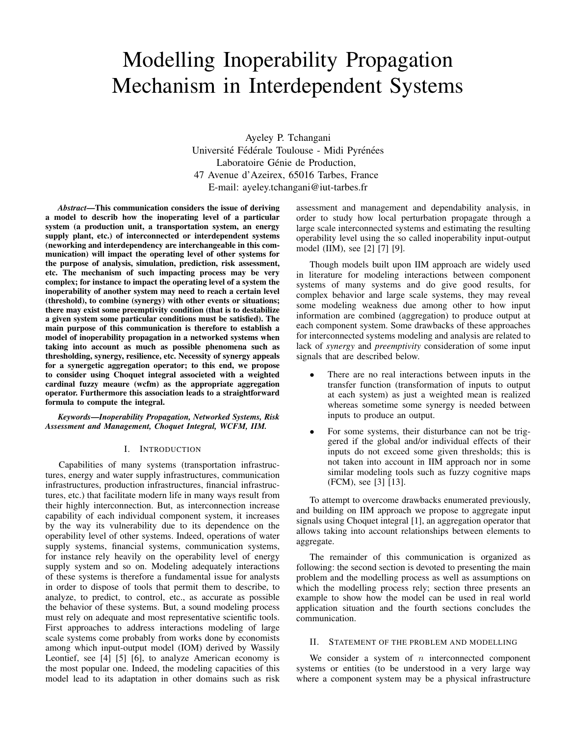# Modelling Inoperability Propagation Mechanism in Interdependent Systems

Ayeley P. Tchangani
Université Fédérale Toulouse - Midi Pyrénées
Laboratoire Génie de Production,
47 Avenue d'Azeirex, 65016 Tarbes, France
E-mail: ayeley.tchangani@iut-tarbes.fr

***Abstract*—This communication considers the issue of deriving a model to describ how the inoperating level of a particular system (a production unit, a transportation system, an energy supply plant, etc.) of interconnected or interdependent systems (neworking and interdependency are interchangeable in this communication) will impact the operating level of other systems for the purpose of analysis, simulation, prediction, risk assessment, etc. The mechanism of such impacting process may be very complex; for instance to impact the operating level of a system the inoperability of another system may need to reach a certain level (threshold), to combine (synergy) with other events or situations; there may exist some preemptivity condition (that is to destabilize a given system some particular conditions must be satisfied). The main purpose of this communication is therefore to establish a model of inoperability propagation in a networked systems when taking into account as much as possible phenomena such as thresholding, synergy, resilience, etc. Necessity of synergy appeals for a synergetic aggregation operator; to this end, we propose to consider using Choquet integral associeted with a weighted cardinal fuzzy meaure (wcfm) as the appropriate aggregation operator. Furthermore this association leads to a straightforward formula to compute the integral.**

***Keywords*—Inoperability Propagation, Networked Systems, Risk Assessment and Management, Choquet Integral, WCFM, IIM.**

## I. Introduction

Capabilities of many systems (transportation infrastructures, energy and water supply infrastructures, communication infrastructures, production infrastructures, financial infrastructures, etc.) that facilitate modern life in many ways result from their highly interconnection. But, as interconnection increase capability of each individual component system, it increases by the way its vulnerability due to its dependence on the operability level of other systems. Indeed, operations of water supply systems, financial systems, communication systems, for instance rely heavily on the operability level of energy supply system and so on. Modeling adequately interactions of these systems is therefore a fundamental issue for analysts in order to dispose of tools that permit them to describe, to analyze, to predict, to control, etc., as accurate as possible the behavior of these systems. But, a sound modeling process must rely on adequate and most representative scientific tools. First approaches to address interactions modeling of large scale systems come probably from works done by economists among which input-output model (IOM) derived by Wassily Leontief, see [4] [5] [6], to analyze American economy is the most popular one. Indeed, the modeling capacities of this model lead to its adaptation in other domains such as risk assessment and management and dependability analysis, in order to study how local perturbation propagate through a large scale interconnected systems and estimating the resulting operability level using the so called inoperability input-output model (IIM), see [2] [7] [9].

Though models built upon IIM approach are widely used in literature for modeling interactions between component systems of many systems and do give good results, for complex behavior and large scale systems, they may reveal some modeling weakness due among other to how input information are combined (aggregation) to produce output at each component system. Some drawbacks of these approaches for interconnected systems modeling and analysis are related to lack of *synergy* and *preemptivity* consideration of some input signals that are described below.

- There are no real interactions between inputs in the transfer function (transformation of inputs to output at each system) as just a weighted mean is realized whereas sometime some synergy is needed between inputs to produce an output.
- For some systems, their disturbance can not be triggered if the global and/or individual effects of their inputs do not exceed some given thresholds; this is not taken into account in IIM approach nor in some similar modeling tools such as fuzzy cognitive maps (FCM), see [3] [13].

To attempt to overcome drawbacks enumerated previously, and building on IIM approach we propose to aggregate input signals using Choquet integral [1], an aggregation operator that allows taking into account relationships between elements to aggregate.

The remainder of this communication is organized as following: the second section is devoted to presenting the main problem and the modelling process as well as assumptions on which the modelling process rely; section three presents an example to show how the model can be used in real world application situation and the fourth sections concludes the communication.

## II. Statement of the problem and modelling

We consider a system of $n$ interconnected component systems or entities (to be understood in a very large way where a component system may be a physical infrastructure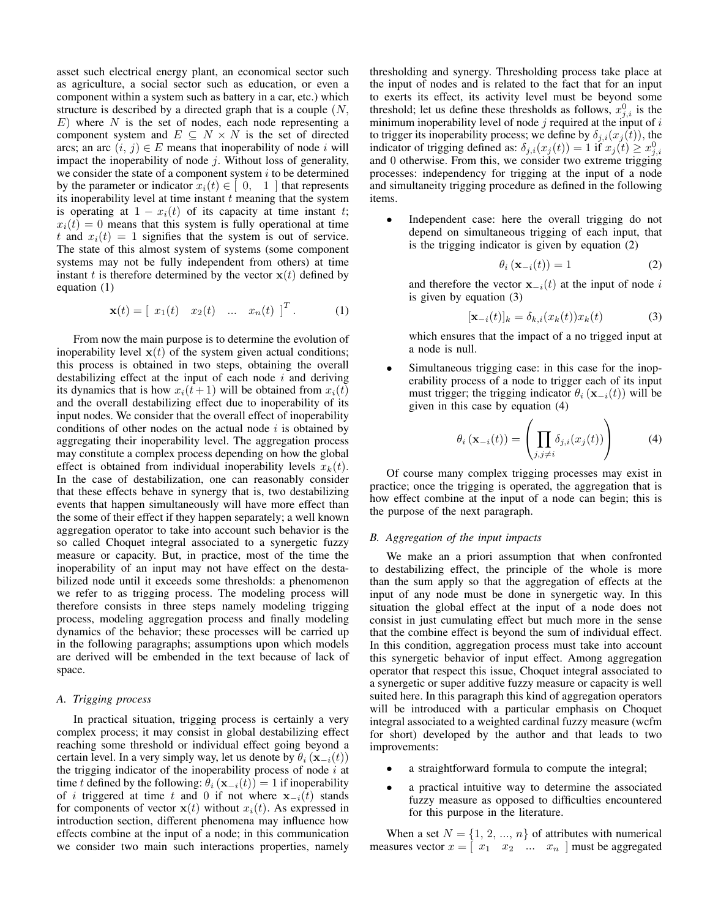asset such electrical energy plant, an economical sector such as agriculture, a social sector such as education, or even a component within a system such as battery in a car, etc.) which structure is described by a directed graph that is a couple ($N$, $E$) where $N$ is the set of nodes, each node representing a component system and $E \subseteq N \times N$ is the set of directed arcs; an arc $(i, j) \in E$ means that inoperability of node $i$ will impact the inoperability of node $j$. Without loss of generality, we consider the state of a component system $i$ to be determined by the parameter or indicator $x_i(t) \in [\ 0, \quad 1\ ]$ that represents its inoperability level at time instant $t$ meaning that the system is operating at $1 - x_i(t)$ of its capacity at time instant $t$; $x_i(t) = 0$ means that this system is fully operational at time $t$ and $x_i(t) = 1$ signifies that the system is out of service. The state of this almost system of systems (some component systems may not be fully independent from others) at time instant $t$ is therefore determined by the vector $\mathbf{x}(t)$ defined by equation (1)

$$\mathbf{x}(t) = [\ x_1(t) \quad x_2(t) \quad ... \quad x_n(t)\ ]^T. \tag{1}$$

From now the main purpose is to determine the evolution of inoperability level $\mathbf{x}(t)$ of the system given actual conditions; this process is obtained in two steps, obtaining the overall destabilizing effect at the input of each node $i$ and deriving its dynamics that is how $x_i(t+1)$ will be obtained from $x_i(t)$ and the overall destabilizing effect due to inoperability of its input nodes. We consider that the overall effect of inoperability conditions of other nodes on the actual node $i$ is obtained by aggregating their inoperability level. The aggregation process may constitute a complex process depending on how the global effect is obtained from individual inoperability levels $x_k(t)$. In the case of destabilization, one can reasonably consider that these effects behave in synergy that is, two destabilizing events that happen simultaneously will have more effect than the some of their effect if they happen separately; a well known aggregation operator to take into account such behavior is the so called Choquet integral associated to a synergetic fuzzy measure or capacity. But, in practice, most of the time the inoperability of an input may not have effect on the destabilized node until it exceeds some thresholds: a phenomenon we refer to as trigging process. The modeling process will therefore consists in three steps namely modeling trigging process, modeling aggregation process and finally modeling dynamics of the behavior; these processes will be carried up in the following paragraphs; assumptions upon which models are derived will be embended in the text because of lack of space.

### *A. Trigging process*

In practical situation, trigging process is certainly a very complex process; it may consist in global destabilizing effect reaching some threshold or individual effect going beyond a certain level. In a very simply way, let us denote by $\theta_i(\mathbf{x}_{-i}(t))$ the trigging indicator of the inoperability process of node $i$ at time $t$ defined by the following: $\theta_i(\mathbf{x}_{-i}(t)) = 1$ if inoperability of $i$ triggered at time $t$ and 0 if not where $\mathbf{x}_{-i}(t)$ stands for components of vector $\mathbf{x}(t)$ without $x_i(t)$. As expressed in introduction section, different phenomena may influence how effects combine at the input of a node; in this communication we consider two main such interactions properties, namely thresholding and synergy. Thresholding process take place at the input of nodes and is related to the fact that for an input to exerts its effect, its activity level must be beyond some threshold; let us define these thresholds as follows, $x^0_{j,i}$ is the minimum inoperability level of node $j$ required at the input of $i$ to trigger its inoperability process; we define by $\delta_{j,i}(x_j(t))$, the indicator of trigging defined as: $\delta_{j,i}(x_j(t)) = 1$ if $x_j(t) \geq x^0_{j,i}$ and 0 otherwise. From this, we consider two extreme trigging processes: independency for trigging at the input of a node and simultaneity trigging procedure as defined in the following items.

- Independent case: here the overall trigging do not depend on simultaneous trigging of each input, that is the trigging indicator is given by equation (2)

$$\theta_i(\mathbf{x}_{-i}(t)) = 1 \tag{2}$$

  and therefore the vector $\mathbf{x}_{-i}(t)$ at the input of node $i$ is given by equation (3)

$$[\mathbf{x}_{-i}(t)]_k = \delta_{k,i}(x_k(t))x_k(t) \tag{3}$$

  which ensures that the impact of a no trigged input at a node is null.

- Simultaneous trigging case: in this case for the inoperability process of a node to trigger each of its input must trigger; the trigging indicator $\theta_i(\mathbf{x}_{-i}(t))$ will be given in this case by equation (4)

$$\theta_i(\mathbf{x}_{-i}(t)) = \left( \prod_{j, j \neq i} \delta_{j,i}(x_j(t)) \right) \tag{4}$$

Of course many complex trigging processes may exist in practice; once the trigging is operated, the aggregation that is how effect combine at the input of a node can begin; this is the purpose of the next paragraph.

### *B. Aggregation of the input impacts*

We make an a priori assumption that when confronted to destabilizing effect, the principle of the whole is more than the sum apply so that the aggregation of effects at the input of any node must be done in synergetic way. In this situation the global effect at the input of a node does not consist in just cumulating effect but much more in the sense that the combine effect is beyond the sum of individual effect. In this condition, aggregation process must take into account this synergetic behavior of input effect. Among aggregation operator that respect this issue, Choquet integral associated to a synergetic or super additive fuzzy measure or capacity is well suited here. In this paragraph this kind of aggregation operators will be introduced with a particular emphasis on Choquet integral associated to a weighted cardinal fuzzy measure (wcfm for short) developed by the author and that leads to two improvements:

- a straightforward formula to compute the integral;
- a practical intuitive way to determine the associated fuzzy measure as opposed to difficulties encountered for this purpose in the literature.

When a set $N = \{1, 2, ..., n\}$ of attributes with numerical measures vector $x = [\ x_1 \quad x_2 \quad ... \quad x_n\ ]$ must be aggregated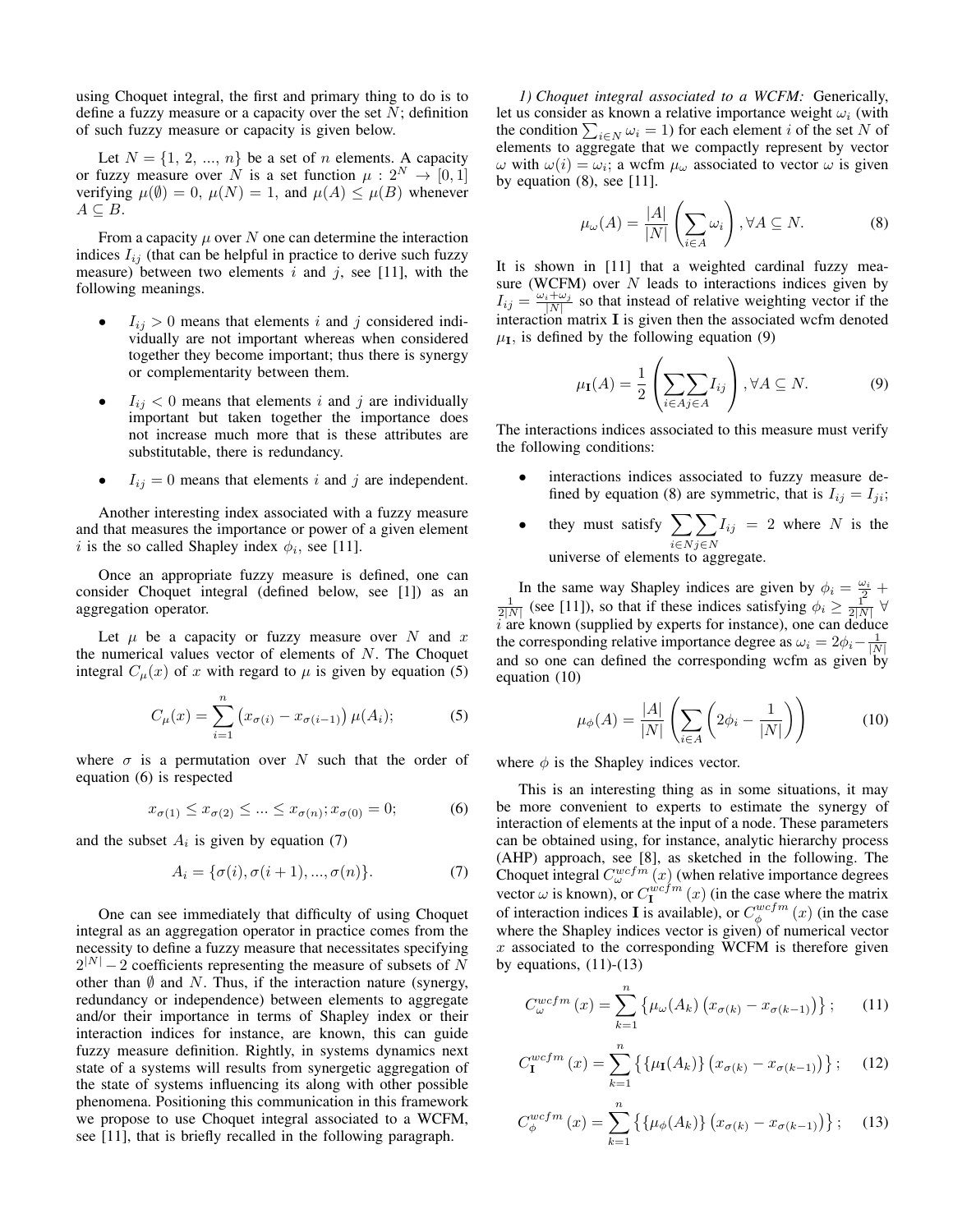using Choquet integral, the first and primary thing to do is to define a fuzzy measure or a capacity over the set $N$; definition of such fuzzy measure or capacity is given below.

Let $N = \{1, 2, ..., n\}$ be a set of $n$ elements. A capacity or fuzzy measure over $N$ is a set function $\mu : 2^N \rightarrow [0, 1]$ verifying $\mu(\emptyset) = 0$, $\mu(N) = 1$, and $\mu(A) \leq \mu(B)$ whenever $A \subseteq B$.

From a capacity $\mu$ over $N$ one can determine the interaction indices $I_{ij}$ (that can be helpful in practice to derive such fuzzy measure) between two elements $i$ and $j$, see [11], with the following meanings.

- $I_{ij} > 0$ means that elements $i$ and $j$ considered individually are not important whereas when considered together they become important; thus there is synergy or complementarity between them.
- $I_{ij} < 0$ means that elements $i$ and $j$ are individually important but taken together the importance does not increase much more that is these attributes are substitutable, there is redundancy.
- $I_{ij} = 0$ means that elements $i$ and $j$ are independent.

Another interesting index associated with a fuzzy measure and that measures the importance or power of a given element $i$ is the so called Shapley index $\phi_i$, see [11].

Once an appropriate fuzzy measure is defined, one can consider Choquet integral (defined below, see [1]) as an aggregation operator.

Let $\mu$ be a capacity or fuzzy measure over $N$ and $x$ the numerical values vector of elements of $N$. The Choquet integral $C_\mu(x)$ of $x$ with regard to $\mu$ is given by equation (5)

$$C_\mu(x) = \sum_{i=1}^{n} \left(x_{\sigma(i)} - x_{\sigma(i-1)}\right) \mu(A_i); \tag{5}$$

where $\sigma$ is a permutation over $N$ such that the order of equation (6) is respected

$$x_{\sigma(1)} \leq x_{\sigma(2)} \leq ... \leq x_{\sigma(n)}; x_{\sigma(0)} = 0; \tag{6}$$

and the subset $A_i$ is given by equation (7)

$$A_i = \{\sigma(i), \sigma(i+1), ..., \sigma(n)\}. \tag{7}$$

One can see immediately that difficulty of using Choquet integral as an aggregation operator in practice comes from the necessity to define a fuzzy measure that necessitates specifying $2^{|N|} - 2$ coefficients representing the measure of subsets of $N$ other than $\emptyset$ and $N$. Thus, if the interaction nature (synergy, redundancy or independence) between elements to aggregate and/or their importance in terms of Shapley index or their interaction indices for instance, are known, this can guide fuzzy measure definition. Rightly, in systems dynamics next state of a systems will results from synergetic aggregation of the state of systems influencing its along with other possible phenomena. Positioning this communication in this framework we propose to use Choquet integral associated to a WCFM, see [11], that is briefly recalled in the following paragraph.

*1) Choquet integral associated to a WCFM:* Generically, let us consider as known a relative importance weight $\omega_i$ (with the condition $\sum_{i\in N} \omega_i = 1$) for each element $i$ of the set $N$ of elements to aggregate that we compactly represent by vector $\omega$ with $\omega(i) = \omega_i$; a wcfm $\mu_\omega$ associated to vector $\omega$ is given by equation (8), see [11].

$$\mu_\omega(A) = \frac{|A|}{|N|}\left(\sum_{i\in A} \omega_i\right), \forall A \subseteq N. \tag{8}$$

It is shown in [11] that a weighted cardinal fuzzy measure (WCFM) over $N$ leads to interactions indices given by $I_{ij} = \frac{\omega_i + \omega_j}{|N|}$ so that instead of relative weighting vector if the interaction matrix $\mathbf{I}$ is given then the associated wcfm denoted $\mu_\mathbf{I}$, is defined by the following equation (9)

$$\mu_\mathbf{I}(A) = \frac{1}{2}\left(\sum_{i\in A}\sum_{j\in A} I_{ij}\right), \forall A \subseteq N. \tag{9}$$

The interactions indices associated to this measure must verify the following conditions:

- interactions indices associated to fuzzy measure defined by equation (8) are symmetric, that is $I_{ij} = I_{ji}$;
- they must satisfy $\sum_{i\in N}\sum_{j\in N} I_{ij} = 2$ where $N$ is the universe of elements to aggregate.

In the same way Shapley indices are given by $\phi_i = \frac{\omega_i}{2} + \frac{1}{2|N|}$ (see [11]), so that if these indices satisfying $\phi_i \geq \frac{1}{2|N|}$ $\forall$ $i$ are known (supplied by experts for instance), one can deduce the corresponding relative importance degree as $\omega_i = 2\phi_i - \frac{1}{|N|}$ and so one can defined the corresponding wcfm as given by equation (10)

$$\mu_\phi(A) = \frac{|A|}{|N|}\left(\sum_{i\in A}\left(2\phi_i - \frac{1}{|N|}\right)\right) \tag{10}$$

where $\phi$ is the Shapley indices vector.

This is an interesting thing as in some situations, it may be more convenient to experts to estimate the synergy of interaction of elements at the input of a node. These parameters can be obtained using, for instance, analytic hierarchy process (AHP) approach, see [8], as sketched in the following. The Choquet integral $C_\omega^{wcfm}(x)$ (when relative importance degrees vector $\omega$ is known), or $C_\mathbf{I}^{wcfm}(x)$ (in the case where the matrix of interaction indices $\mathbf{I}$ is available), or $C_\phi^{wcfm}(x)$ (in the case where the Shapley indices vector is given) of numerical vector $x$ associated to the corresponding WCFM is therefore given by equations, (11)-(13)

$$C_\omega^{wcfm}(x) = \sum_{k=1}^{n} \left\{\mu_\omega(A_k)\left(x_{\sigma(k)} - x_{\sigma(k-1)}\right)\right\}; \tag{11}$$

$$C_\mathbf{I}^{wcfm}(x) = \sum_{k=1}^{n} \left\{\{\mu_\mathbf{I}(A_k)\}\left(x_{\sigma(k)} - x_{\sigma(k-1)}\right)\right\}; \tag{12}$$

$$C_\phi^{wcfm}(x) = \sum_{k=1}^{n} \left\{\{\mu_\phi(A_k)\}\left(x_{\sigma(k)} - x_{\sigma(k-1)}\right)\right\}; \tag{13}$$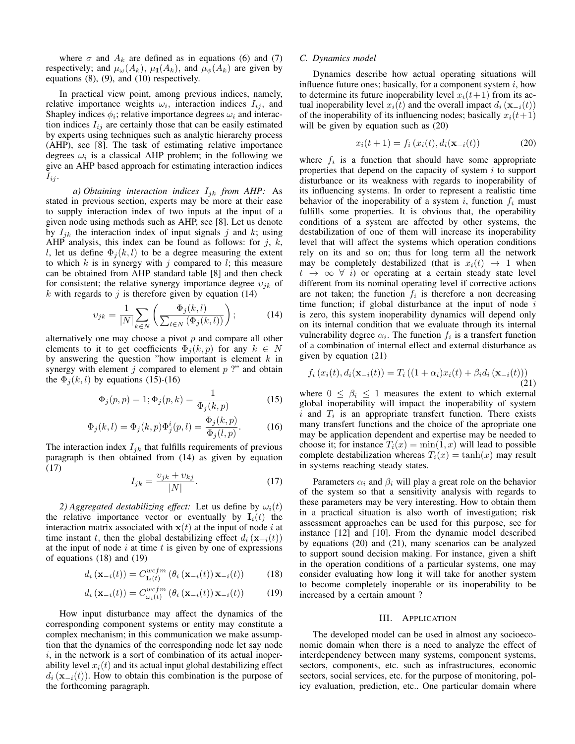where $\sigma$ and $A_k$ are defined as in equations (6) and (7) respectively; and $\mu_\omega(A_k)$, $\mu_{\mathbf{I}}(A_k)$, and $\mu_\phi(A_k)$ are given by equations (8), (9), and (10) respectively.

In practical view point, among previous indices, namely, relative importance weights $\omega_i$, interaction indices $I_{ij}$, and Shapley indices $\phi_i$; relative importance degrees $\omega_i$ and interaction indices $I_{ij}$ are certainly those that can be easily estimated by experts using techniques such as analytic hierarchy process (AHP), see [8]. The task of estimating relative importance degrees $\omega_i$ is a classical AHP problem; in the following we give an AHP based approach for estimating interaction indices $I_{ij}$.

*a) Obtaining interaction indices $I_{jk}$ from AHP:* As stated in previous section, experts may be more at their ease to supply interaction index of two inputs at the input of a given node using methods such as AHP, see [8]. Let us denote by $I_{jk}$ the interaction index of input signals $j$ and $k$; using AHP analysis, this index can be found as follows: for $j$, $k$, $l$, let us define $\Phi_j(k,l)$ to be a degree measuring the extent to which $k$ is in synergy with $j$ compared to $l$; this measure can be obtained from AHP standard table [8] and then check for consistent; the relative synergy importance degree $\upsilon_{jk}$ of $k$ with regards to $j$ is therefore given by equation (14)

$$\upsilon_{jk} = \frac{1}{|N|}\sum_{k\in N}\left(\frac{\Phi_j(k,l)}{\sum_{l\in N}\left(\Phi_j(k,l)\right)}\right); \tag{14}$$

alternatively one may choose a pivot $p$ and compare all other elements to it to get coefficients $\Phi_j(k,p)$ for any $k \in N$ by answering the question "how important is element $k$ in synergy with element $j$ compared to element $p$ ?" and obtain the $\Phi_j(k,l)$ by equations (15)-(16)

$$\Phi_j(p,p) = 1; \Phi_j(p,k) = \frac{1}{\Phi_j(k,p)} \tag{15}$$

$$\Phi_j(k,l) = \Phi_j(k,p)\Phi_j^i(p,l) = \frac{\Phi_j(k,p)}{\Phi_j(l,p)}. \tag{16}$$

The interaction index $I_{jk}$ that fulfills requirements of previous paragraph is then obtained from (14) as given by equation (17)

$$I_{jk} = \frac{\upsilon_{jk} + \upsilon_{kj}}{|N|}. \tag{17}$$

*2) Aggregated destabilizing effect:* Let us define by $\omega_i(t)$ the relative importance vector or eventually by $\mathbf{I}_i(t)$ the interaction matrix associated with $\mathbf{x}(t)$ at the input of node $i$ at time instant $t$, then the global destabilizing effect $d_i(\mathbf{x}_{-i}(t))$ at the input of node $i$ at time $t$ is given by one of expressions of equations (18) and (19)

$$d_i(\mathbf{x}_{-i}(t)) = C^{wcfm}_{\mathbf{I}_i(t)}\left(\theta_i(\mathbf{x}_{-i}(t))\,\mathbf{x}_{-i}(t)\right) \tag{18}$$

$$d_i(\mathbf{x}_{-i}(t)) = C^{wcfm}_{\omega_i(t)}\left(\theta_i(\mathbf{x}_{-i}(t))\,\mathbf{x}_{-i}(t)\right) \tag{19}$$

How input disturbance may affect the dynamics of the corresponding component systems or entity may constitute a complex mechanism; in this communication we make assumption that the dynamics of the corresponding node let say node $i$, in the network is a sort of combination of its actual inoperability level $x_i(t)$ and its actual input global destabilizing effect $d_i(\mathbf{x}_{-i}(t))$. How to obtain this combination is the purpose of the forthcoming paragraph.

### C. Dynamics model

Dynamics describe how actual operating situations will influence future ones; basically, for a component system $i$, how to determine its future inoperability level $x_i(t+1)$ from its actual inoperability level $x_i(t)$ and the overall impact $d_i(\mathbf{x}_{-i}(t))$ of the inoperability of its influencing nodes; basically $x_i(t+1)$ will be given by equation such as (20)

$$x_i(t+1) = f_i\left(x_i(t), d_i(\mathbf{x}_{-i}(t))\right) \tag{20}$$

where $f_i$ is a function that should have some appropriate properties that depend on the capacity of system $i$ to support disturbance or its weakness with regards to inoperability of its influencing systems. In order to represent a realistic time behavior of the inoperability of a system $i$, function $f_i$ must fulfills some properties. It is obvious that, the operability conditions of a system are affected by other systems, the destabilization of one of them will increase its inoperability level that will affect the systems which operation conditions rely on its and so on; thus for long term all the network may be completely destabilized (that is $x_i(t) \to 1$ when $t \to \infty\ \forall\ i$) or operating at a certain steady state level different from its nominal operating level if corrective actions are not taken; the function $f_i$ is therefore a non decreasing time function; if global disturbance at the input of node $i$ is zero, this system inoperability dynamics will depend only on its internal condition that we evaluate through its internal vulnerability degree $\alpha_i$. The function $f_i$ is a transfert function of a combination of internal effect and external disturbance as given by equation (21)

$$f_i\left(x_i(t), d_i(\mathbf{x}_{-i}(t))\right) = T_i\left((1+\alpha_i)x_i(t) + \beta_i d_i\left(\mathbf{x}_{-i}(t)\right)\right) \tag{21}$$

where $0 \leq \beta_i \leq 1$ measures the extent to which external global inoperability will impact the inoperability of system $i$ and $T_i$ is an appropriate transfert function. There exists many transfert functions and the choice of the apropriate one may be application dependent and expertise may be needed to choose it; for instance $T_i(x) = \min(1, x)$ will lead to possible complete destabilization whereas $T_i(x) = \tanh(x)$ may result in systems reaching steady states.

Parameters $\alpha_i$ and $\beta_i$ will play a great role on the behavior of the system so that a sensitivity analysis with regards to these parameters may be very interesting. How to obtain them in a practical situation is also worth of investigation; risk assessment approaches can be used for this purpose, see for instance [12] and [10]. From the dynamic model described by equations (20) and (21), many scenarios can be analyzed to support sound decision making. For instance, given a shift in the operation conditions of a particular systems, one may consider evaluating how long it will take for another system to become completely inoperable or its inoperability to be increased by a certain amount ?

## III. Application

The developed model can be used in almost any socioeconomic domain when there is a need to analyze the effect of interdependency between many systems, component systems, sectors, components, etc. such as infrastructures, economic sectors, social services, etc. for the purpose of monitoring, policy evaluation, prediction, etc.. One particular domain where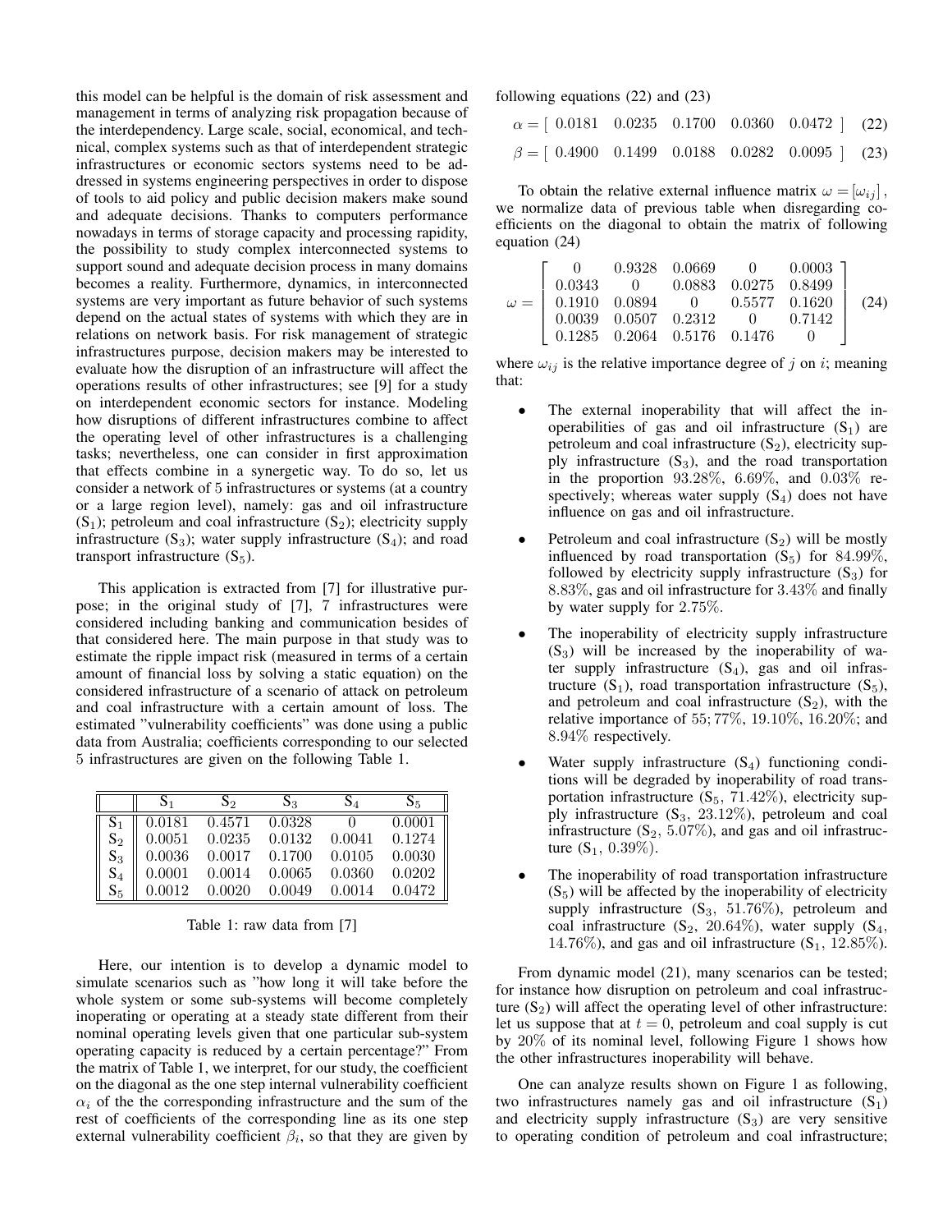this model can be helpful is the domain of risk assessment and management in terms of analyzing risk propagation because of the interdependency. Large scale, social, economical, and technical, complex systems such as that of interdependent strategic infrastructures or economic sectors systems need to be addressed in systems engineering perspectives in order to dispose of tools to aid policy and public decision makers make sound and adequate decisions. Thanks to computers performance nowadays in terms of storage capacity and processing rapidity, the possibility to study complex interconnected systems to support sound and adequate decision process in many domains becomes a reality. Furthermore, dynamics, in interconnected systems are very important as future behavior of such systems depend on the actual states of systems with which they are in relations on network basis. For risk management of strategic infrastructures purpose, decision makers may be interested to evaluate how the disruption of an infrastructure will affect the operations results of other infrastructures; see [9] for a study on interdependent economic sectors for instance. Modeling how disruptions of different infrastructures combine to affect the operating level of other infrastructures is a challenging tasks; nevertheless, one can consider in first approximation that effects combine in a synergetic way. To do so, let us consider a network of 5 infrastructures or systems (at a country or a large region level), namely: gas and oil infrastructure ($S_1$); petroleum and coal infrastructure ($S_2$); electricity supply infrastructure ($S_3$); water supply infrastructure ($S_4$); and road transport infrastructure ($S_5$).

This application is extracted from [7] for illustrative purpose; in the original study of [7], 7 infrastructures were considered including banking and communication besides of that considered here. The main purpose in that study was to estimate the ripple impact risk (measured in terms of a certain amount of financial loss by solving a static equation) on the considered infrastructure of a scenario of attack on petroleum and coal infrastructure with a certain amount of loss. The estimated "vulnerability coefficients" was done using a public data from Australia; coefficients corresponding to our selected 5 infrastructures are given on the following Table 1.

| | $S_1$ | $S_2$ | $S_3$ | $S_4$ | $S_5$ |
|---|---|---|---|---|---|
| $S_1$ | 0.0181 | 0.4571 | 0.0328 | 0 | 0.0001 |
| $S_2$ | 0.0051 | 0.0235 | 0.0132 | 0.0041 | 0.1274 |
| $S_3$ | 0.0036 | 0.0017 | 0.1700 | 0.0105 | 0.0030 |
| $S_4$ | 0.0001 | 0.0014 | 0.0065 | 0.0360 | 0.0202 |
| $S_5$ | 0.0012 | 0.0020 | 0.0049 | 0.0014 | 0.0472 |

Table 1: raw data from [7]

Here, our intention is to develop a dynamic model to simulate scenarios such as "how long it will take before the whole system or some sub-systems will become completely inoperating or operating at a steady state different from their nominal operating levels given that one particular sub-system operating capacity is reduced by a certain percentage?" From the matrix of Table 1, we interpret, for our study, the coefficient on the diagonal as the one step internal vulnerability coefficient $\alpha_i$ of the the corresponding infrastructure and the sum of the rest of coefficients of the corresponding line as its one step external vulnerability coefficient $\beta_i$, so that they are given by following equations (22) and (23)

$$\alpha = [\ 0.0181 \quad 0.0235 \quad 0.1700 \quad 0.0360 \quad 0.0472\ ] \tag{22}$$

$$\beta = [\ 0.4900 \quad 0.1499 \quad 0.0188 \quad 0.0282 \quad 0.0095\ ] \tag{23}$$

To obtain the relative external influence matrix $\omega = [\omega_{ij}]$, we normalize data of previous table when disregarding coefficients on the diagonal to obtain the matrix of following equation (24)

$$\omega = \begin{bmatrix} 0 & 0.9328 & 0.0669 & 0 & 0.0003 \\ 0.0343 & 0 & 0.0883 & 0.0275 & 0.8499 \\ 0.1910 & 0.0894 & 0 & 0.5577 & 0.1620 \\ 0.0039 & 0.0507 & 0.2312 & 0 & 0.7142 \\ 0.1285 & 0.2064 & 0.5176 & 0.1476 & 0 \end{bmatrix} \tag{24}$$

where $\omega_{ij}$ is the relative importance degree of $j$ on $i$; meaning that:

- The external inoperability that will affect the inoperabilities of gas and oil infrastructure ($S_1$) are petroleum and coal infrastructure ($S_2$), electricity supply infrastructure ($S_3$), and the road transportation in the proportion 93.28%, 6.69%, and 0.03% respectively; whereas water supply ($S_4$) does not have influence on gas and oil infrastructure.
- Petroleum and coal infrastructure ($S_2$) will be mostly influenced by road transportation ($S_5$) for 84.99%, followed by electricity supply infrastructure ($S_3$) for 8.83%, gas and oil infrastructure for 3.43% and finally by water supply for 2.75%.
- The inoperability of electricity supply infrastructure ($S_3$) will be increased by the inoperability of water supply infrastructure ($S_4$), gas and oil infrastructure ($S_1$), road transportation infrastructure ($S_5$), and petroleum and coal infrastructure ($S_2$), with the relative importance of 55; 77%, 19.10%, 16.20%; and 8.94% respectively.
- Water supply infrastructure ($S_4$) functioning conditions will be degraded by inoperability of road transportation infrastructure ($S_5$, 71.42%), electricity supply infrastructure ($S_3$, 23.12%), petroleum and coal infrastructure ($S_2$, 5.07%), and gas and oil infrastructure ($S_1$, 0.39%).
- The inoperability of road transportation infrastructure ($S_5$) will be affected by the inoperability of electricity supply infrastructure ($S_3$, 51.76%), petroleum and coal infrastructure ($S_2$, 20.64%), water supply ($S_4$, 14.76%), and gas and oil infrastructure ($S_1$, 12.85%).

From dynamic model (21), many scenarios can be tested; for instance how disruption on petroleum and coal infrastructure ($S_2$) will affect the operating level of other infrastructure: let us suppose that at $t = 0$, petroleum and coal supply is cut by 20% of its nominal level, following Figure 1 shows how the other infrastructures inoperability will behave.

One can analyze results shown on Figure 1 as following, two infrastructures namely gas and oil infrastructure ($S_1$) and electricity supply infrastructure ($S_3$) are very sensitive to operating condition of petroleum and coal infrastructure;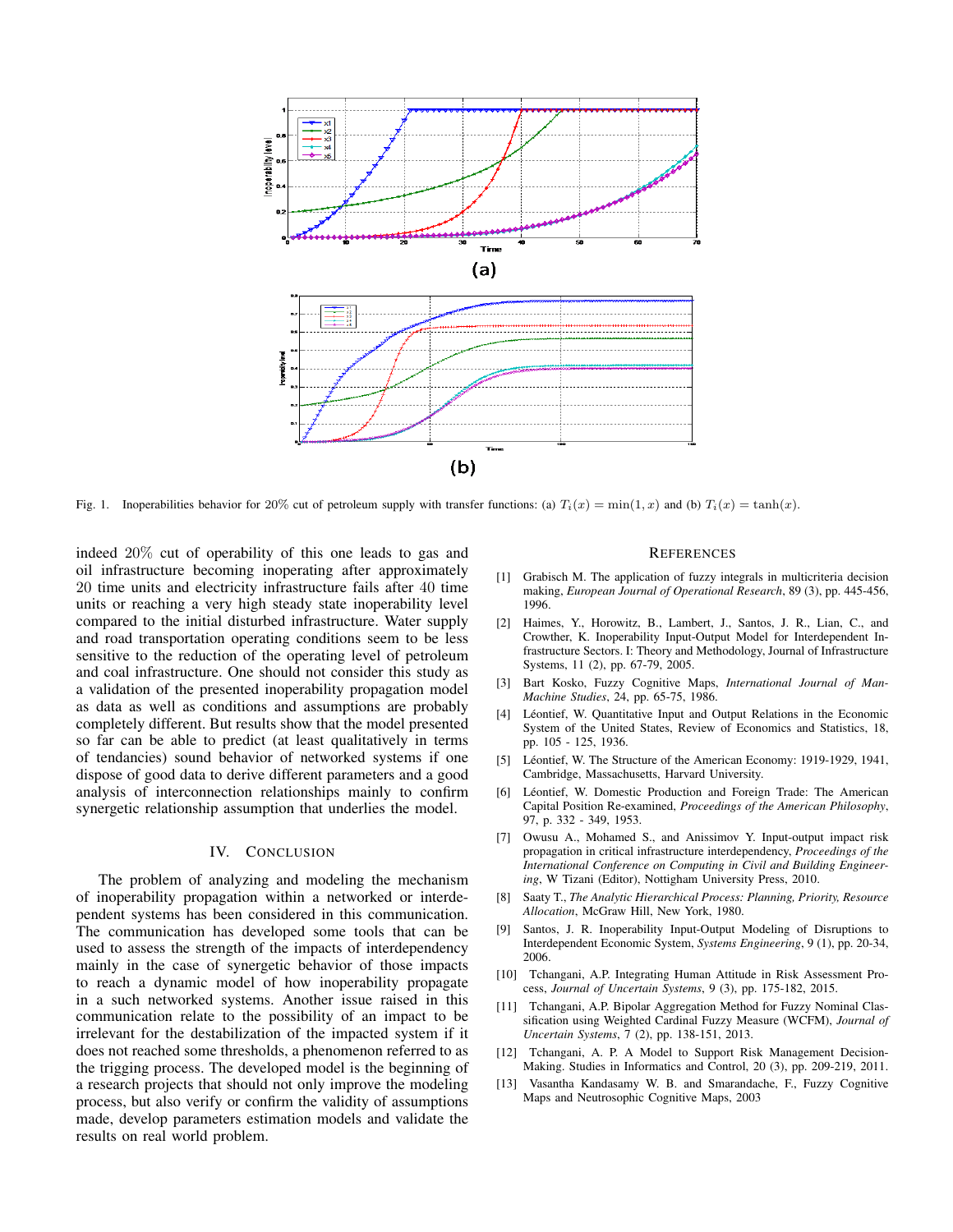1
0.8
0.6
0.4
0.2
0
0 10 20 30 40 50 60 70
Time
Inoperability level
x1
x2
x3
x4
x5

(a)

Time
Inoperability level
x1
x2
x3
x4
x5

(b)

Fig. 1. Inoperabilities behavior for 20% cut of petroleum supply with transfer functions: (a) $T_i(x) = \min(1, x)$ and (b) $T_i(x) = \tanh(x)$.

indeed 20% cut of operability of this one leads to gas and oil infrastructure becoming inoperating after approximately 20 time units and electricity infrastructure fails after 40 time units or reaching a very high steady state inoperability level compared to the initial disturbed infrastructure. Water supply and road transportation operating conditions seem to be less sensitive to the reduction of the operating level of petroleum and coal infrastructure. One should not consider this study as a validation of the presented inoperability propagation model as data as well as conditions and assumptions are probably completely different. But results show that the model presented so far can be able to predict (at least qualitatively in terms of tendancies) sound behavior of networked systems if one dispose of good data to derive different parameters and a good analysis of interconnection relationships mainly to confirm synergetic relationship assumption that underlies the model.

## IV. Conclusion

The problem of analyzing and modeling the mechanism of inoperability propagation within a networked or interdependent systems has been considered in this communication. The communication has developed some tools that can be used to assess the strength of the impacts of interdependency mainly in the case of synergetic behavior of those impacts to reach a dynamic model of how inoperability propagate in a such networked systems. Another issue raised in this communication relate to the possibility of an impact to be irrelevant for the destabilization of the impacted system if it does not reached some thresholds, a phenomenon referred to as the trigging process. The developed model is the beginning of a research projects that should not only improve the modeling process, but also verify or confirm the validity of assumptions made, develop parameters estimation models and validate the results on real world problem.

## References

[1] Grabisch M. The application of fuzzy integrals in multicriteria decision making, *European Journal of Operational Research*, 89 (3), pp. 445-456, 1996.

[2] Haimes, Y., Horowitz, B., Lambert, J., Santos, J. R., Lian, C., and Crowther, K. Inoperability Input-Output Model for Interdependent Infrastructure Sectors. I: Theory and Methodology, Journal of Infrastructure Systems, 11 (2), pp. 67-79, 2005.

[3] Bart Kosko, Fuzzy Cognitive Maps, *International Journal of Man-Machine Studies*, 24, pp. 65-75, 1986.

[4] Léontief, W. Quantitative Input and Output Relations in the Economic System of the United States, Review of Economics and Statistics, 18, pp. 105 - 125, 1936.

[5] Léontief, W. The Structure of the American Economy: 1919-1929, 1941, Cambridge, Massachusetts, Harvard University.

[6] Léontief, W. Domestic Production and Foreign Trade: The American Capital Position Re-examined, *Proceedings of the American Philosophy*, 97, p. 332 - 349, 1953.

[7] Owusu A., Mohamed S., and Anissimov Y. Input-output impact risk propagation in critical infrastructure interdependency, *Proceedings of the International Conference on Computing in Civil and Building Engineering*, W Tizani (Editor), Nottigham University Press, 2010.

[8] Saaty T., *The Analytic Hierarchical Process: Planning, Priority, Resource Allocation*, McGraw Hill, New York, 1980.

[9] Santos, J. R. Inoperability Input-Output Modeling of Disruptions to Interdependent Economic System, *Systems Engineering*, 9 (1), pp. 20-34, 2006.

[10] Tchangani, A.P. Integrating Human Attitude in Risk Assessment Process, *Journal of Uncertain Systems*, 9 (3), pp. 175-182, 2015.

[11] Tchangani, A.P. Bipolar Aggregation Method for Fuzzy Nominal Classification using Weighted Cardinal Fuzzy Measure (WCFM), *Journal of Uncertain Systems*, 7 (2), pp. 138-151, 2013.

[12] Tchangani, A. P. A Model to Support Risk Management Decision-Making. Studies in Informatics and Control, 20 (3), pp. 209-219, 2011.

[13] Vasantha Kandasamy W. B. and Smarandache, F., Fuzzy Cognitive Maps and Neutrosophic Cognitive Maps, 2003